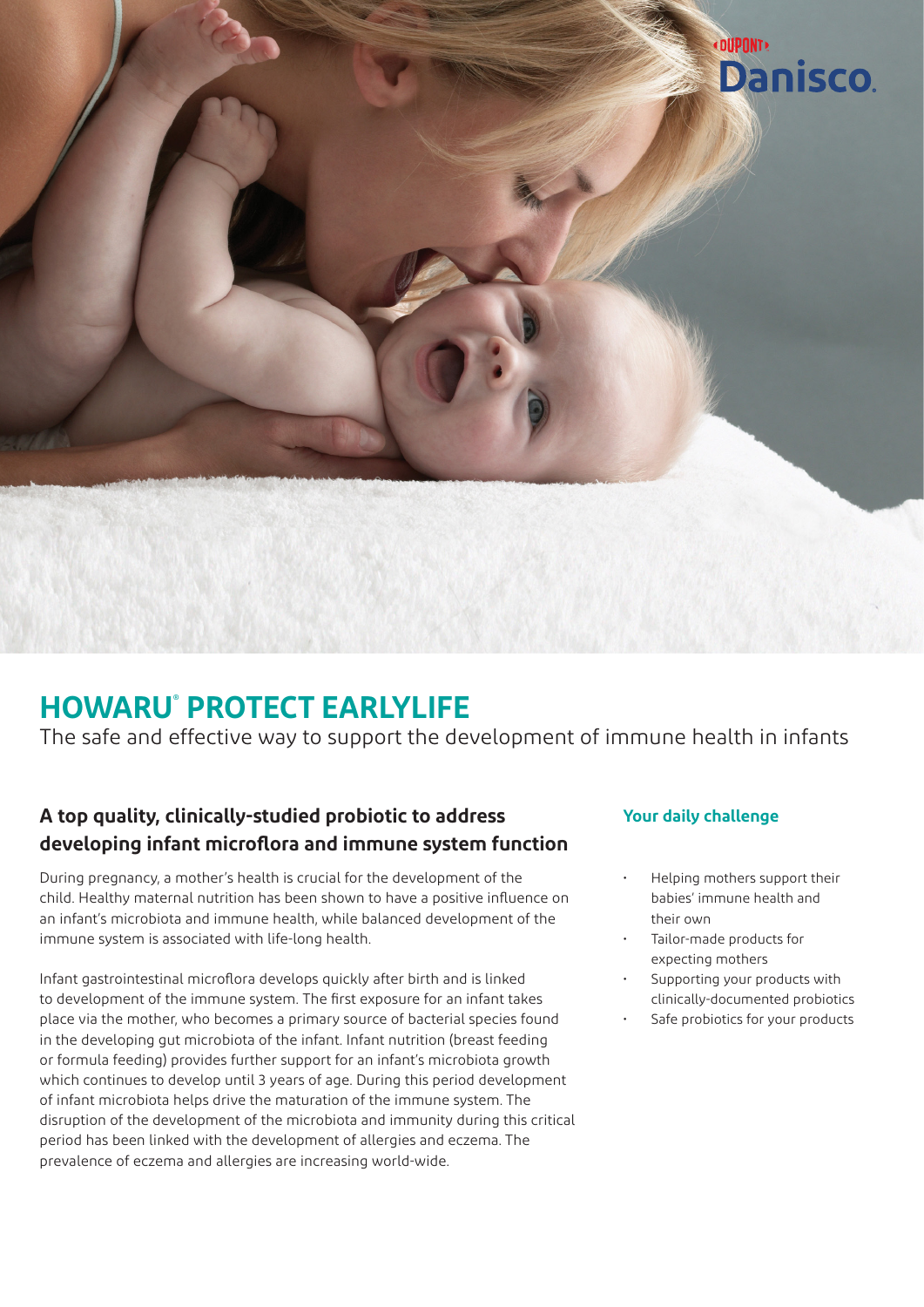# HOWARU® PROTECT EARLYLIFE

The safe and effective way to support the development of immune health in infants

## A top quality, clinically-studied probiotic to address developing infant microflora and immune system function

During pregnancy, a mother's health is crucial for the development of the child. Healthy maternal nutrition has been shown to have a positive influence on an infant's microbiota and immune health, while balanced development of the immune system is associated with life-long health.

Infant gastrointestinal microflora develops quickly after birth and is linked to development of the immune system. The first exposure for an infant takes place via the mother, who becomes a primary source of bacterial species found in the developing gut microbiota of the infant. Infant nutrition (breast feeding or formula feeding) provides further support for an infant's microbiota growth which continues to develop until 3 years of age. During this period development of infant microbiota helps drive the maturation of the immune system. The disruption of the development of the microbiota and immunity during this critical period has been linked with the development of allergies and eczema. The prevalence of eczema and allergies are increasing world-wide.

### Your daily challenge

- Helping mothers support their babies' immune health and their own
- Tailor-made products for expecting mothers
- Supporting your products with clinically-documented probiotics
- Safe probiotics for your products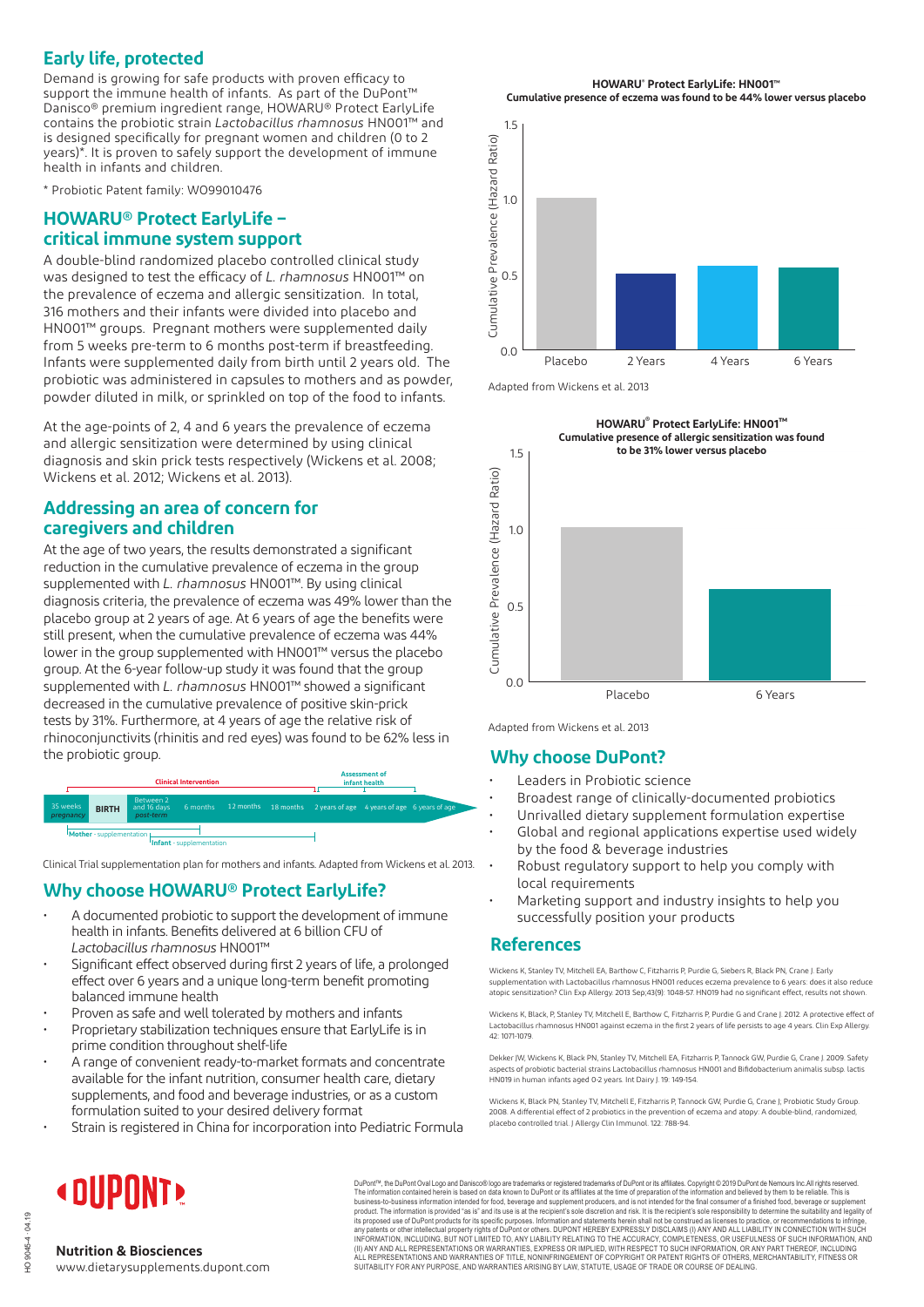## Early life, protected

Demand is growing for safe products with proven efficacy to support the immune health of infants. As part of the DuPont™ Danisco® premium ingredient range, HOWARU® Protect EarlyLife contains the probiotic strain *Lactobacillus rhamnosus* HN001™ and is designed specifically for pregnant women and children (0 to 2 years)*. It is proven to safely support the development of immune health in infants and children.

\* Probiotic Patent family: WO99010476

## HOWARU® Protect EarlyLife – critical immune system support

A double-blind randomized placebo controlled clinical study was designed to test the efficacy of *L. rhamnosus* HN001™ on the prevalence of eczema and allergic sensitization. In total, 316 mothers and their infants were divided into placebo and HN001™ groups. Pregnant mothers were supplemented daily from 5 weeks pre-term to 6 months post-term if breastfeeding. Infants were supplemented daily from birth until 2 years old. The probiotic was administered in capsules to mothers and as powder, powder diluted in milk, or sprinkled on top of the food to infants.

At the age-points of 2, 4 and 6 years the prevalence of eczema and allergic sensitization were determined by using clinical diagnosis and skin prick tests respectively (Wickens et al. 2008; Wickens et al. 2012; Wickens et al. 2013).

## Addressing an area of concern for caregivers and children

At the age of two years, the results demonstrated a significant reduction in the cumulative prevalence of eczema in the group supplemented with *L. rhamnosus* HN001™. By using clinical diagnosis criteria, the prevalence of eczema was 49% lower than the placebo group at 2 years of age. At 6 years of age the benefits were still present, when the cumulative prevalence of eczema was 44% lower in the group supplemented with HN001™ versus the placebo group. At the 6-year follow-up study it was found that the group supplemented with *L. rhamnosus* HN001™ showed a significant decreased in the cumulative prevalence of positive skin-prick tests by 31%. Furthermore, at 4 years of age the relative risk of rhinoconjunctivitis (rhinitis and red eyes) was found to be 62% less in the probiotic group.

Clinical Intervention

Assessment of infant health

35 weeks pregnancy | BIRTH | Between 2 and 16 days post-term | 6 months | 12 months | 18 months | 2 years of age | 4 years of age | 6 years of age

Mother - supplementation

Infant - supplementation

Clinical Trial supplementation plan for mothers and infants. Adapted from Wickens et al. 2013.

## Why choose HOWARU® Protect EarlyLife?

- A documented probiotic to support the development of immune health in infants. Benefits delivered at 6 billion CFU of *Lactobacillus rhamnosus* HN001™
- Significant effect observed during first 2 years of life, a prolonged effect over 6 years and a unique long-term benefit promoting balanced immune health
- Proven as safe and well tolerated by mothers and infants
- Proprietary stabilization techniques ensure that EarlyLife is in prime condition throughout shelf-life
- A range of convenient ready-to-market formats and concentrate available for the infant nutrition, consumer health care, dietary supplements, and food and beverage industries, or as a custom formulation suited to your desired delivery format
- Strain is registered in China for incorporation into Pediatric Formula

**HOWARU® Protect EarlyLife: HN001™**
**Cumulative presence of eczema was found to be 44% lower versus placebo**

Cumulative Prevalence (Hazard Ratio)
1.5
1.0
0.5
0.0
Placebo
2 Years
4 Years
6 Years

Adapted from Wickens et al. 2013

**HOWARU® Protect EarlyLife: HN001™**
**Cumulative presence of allergic sensitization was found to be 31% lower versus placebo**

Cumulative Prevalence (Hazard Ratio)
1.5
1.0
0.5
0.0
Placebo
6 Years

Adapted from Wickens et al. 2013

## Why choose DuPont?

- Leaders in Probiotic science
- Broadest range of clinically-documented probiotics
- Unrivalled dietary supplement formulation expertise
- Global and regional applications expertise used widely by the food & beverage industries
- Robust regulatory support to help you comply with local requirements
- Marketing support and industry insights to help you successfully position your products

## References

Wickens K, Stanley TV, Mitchell EA, Barthow C, Fitzharris P, Purdie G, Siebers R, Black PN, Crane J. Early supplementation with Lactobacillus rhamnosus HN001 reduces eczema prevalence to 6 years: does it also reduce atopic sensitization? Clin Exp Allergy. 2013 Sep;43(9): 1048-57. HN019 had no significant effect, results not shown.

Wickens K, Black P, Stanley TV, Mitchell E, Barthow C, Fitzharris P, Purdie G and Crane J. 2012. A protective effect of Lactobacillus rhamnosus HN001 against eczema in the first 2 years of life persists to age 4 years. Clin Exp Allergy. 42: 1071-1079.

Dekker JW, Wickens K, Black PN, Stanley TV, Mitchell EA, Fitzharris P, Tannock GW, Purdie G, Crane J. 2009. Safety aspects of probiotic bacterial strains Lactobacillus rhamnosus HN001 and Bifidobacterium animalis subsp. lactis HN019 in human infants aged 0-2 years. Int Dairy J. 19: 149-154.

Wickens K, Black PN, Stanley TV, Mitchell E, Fitzharris P, Tannock GW, Purdie G, Crane J; Probiotic Study Group. 2008. A differential effect of 2 probiotics in the prevention of eczema and atopy: A double-blind, randomized, placebo controlled trial. J Allergy Clin Immunol. 122: 788-94.

DUPONT

**Nutrition & Biosciences**
www.dietarysupplements.dupont.com

DuPont™, the DuPont Oval Logo and Danisco® logo are trademarks or registered trademarks of DuPont or its affiliates. Copyright © 2019 DuPont de Nemours Inc. All rights reserved. The information contained herein is based on data known to DuPont or its affiliates at the time of preparation of the information and believed by them to be reliable. This is business-to-business information intended for food, beverage and supplement producers, and is not intended for the final consumer of a finished food, beverage or supplement product. The information is provided "as is" and its use is at the recipient's sole discretion and risk. It is the recipient's sole responsibility to determine the suitability and legality of its proposed use of DuPont products for its specific purposes. Information and statements herein shall not be construed as licenses to practice, or recommendations to infringe, any patents or other intellectual property rights of DuPont or others. DUPONT HEREBY EXPRESSLY DISCLAIMS (I) ANY AND ALL LIABILITY IN CONNECTION WITH SUCH INFORMATION, INCLUDING, BUT NOT LIMITED TO, ANY LIABILITY RELATING TO THE ACCURACY, COMPLETENESS, OR USEFULNESS OF SUCH INFORMATION, AND (II) ANY AND ALL REPRESENTATIONS OR WARRANTIES, EXPRESS OR IMPLIED, WITH RESPECT TO SUCH INFORMATION, OR ANY PART THEREOF, INCLUDING ALL REPRESENTATIONS AND WARRANTIES OF TITLE, NONINFRINGEMENT OF COPYRIGHT OR PATENT RIGHTS OF OTHERS, MERCHANTABILITY, FITNESS OR SUITABILITY FOR ANY PURPOSE, AND WARRANTIES ARISING BY LAW, STATUTE, USAGE OF TRADE OR COURSE OF DEALING.

HO 9045-4 04.19